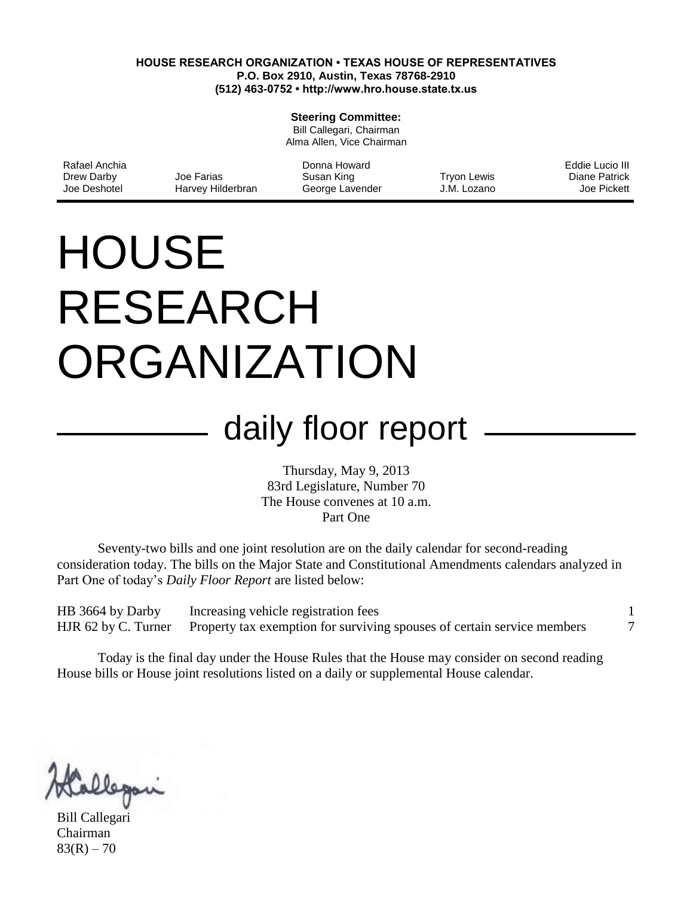**HOUSE RESEARCH ORGANIZATION • TEXAS HOUSE OF REPRESENTATIVES**
**P.O. Box 2910, Austin, Texas 78768-2910**
**(512) 463-0752 • http://www.hro.house.state.tx.us**

**Steering Committee:**
Bill Callegari, Chairman
Alma Allen, Vice Chairman

| | | | | |
|---|---|---|---|---|
| Rafael Anchia | | Donna Howard | | Eddie Lucio III |
| Drew Darby | Joe Farias | Susan King | Tryon Lewis | Diane Patrick |
| Joe Deshotel | Harvey Hilderbran | George Lavender | J.M. Lozano | Joe Pickett |

# HOUSE RESEARCH ORGANIZATION

## daily floor report

Thursday, May 9, 2013
83rd Legislature, Number 70
The House convenes at 10 a.m.
Part One

Seventy-two bills and one joint resolution are on the daily calendar for second-reading consideration today. The bills on the Major State and Constitutional Amendments calendars analyzed in Part One of today's *Daily Floor Report* are listed below:

| | | |
|---|---|---|
| HB 3664 by Darby | Increasing vehicle registration fees | 1 |
| HJR 62 by C. Turner | Property tax exemption for surviving spouses of certain service members | 7 |

Today is the final day under the House Rules that the House may consider on second reading House bills or House joint resolutions listed on a daily or supplemental House calendar.

Bill Callegari
Chairman
83(R) – 70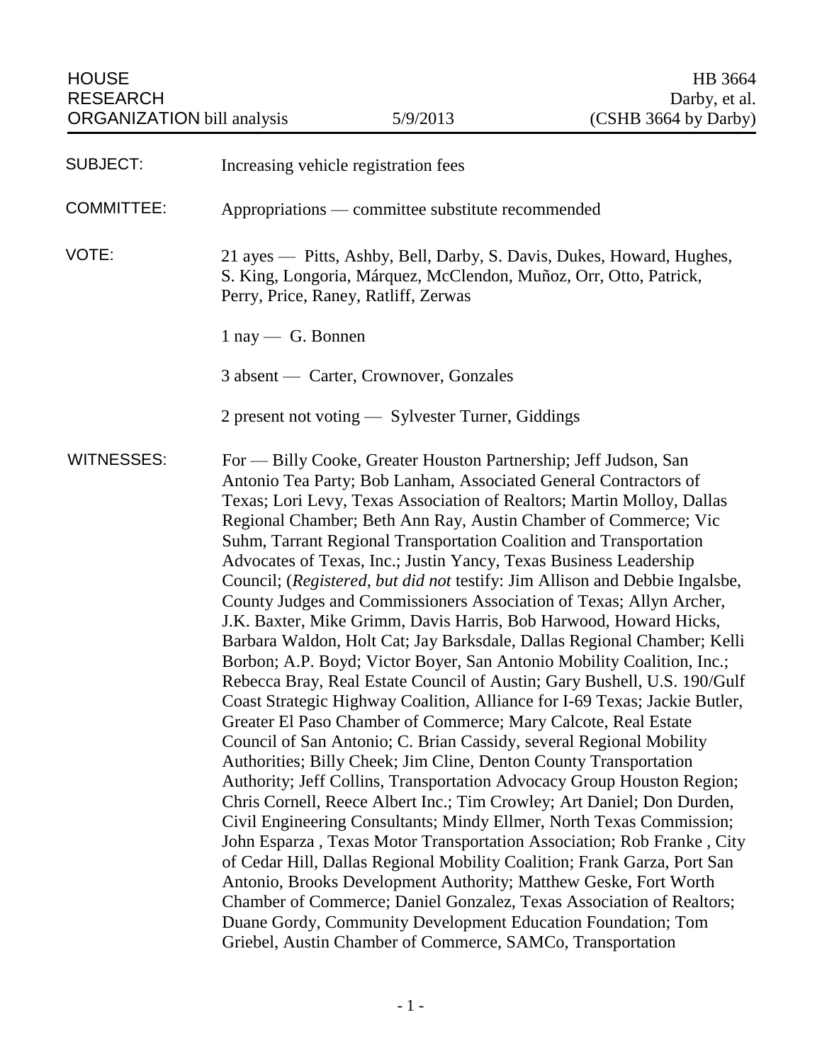HOUSE RESEARCH ORGANIZATION bill analysis — 5/9/2013 — HB 3664 Darby, et al. (CSHB 3664 by Darby)

**SUBJECT:** Increasing vehicle registration fees

**COMMITTEE:** Appropriations — committee substitute recommended

**VOTE:** 21 ayes — Pitts, Ashby, Bell, Darby, S. Davis, Dukes, Howard, Hughes, S. King, Longoria, Márquez, McClendon, Muñoz, Orr, Otto, Patrick, Perry, Price, Raney, Ratliff, Zerwas

1 nay — G. Bonnen

3 absent — Carter, Crownover, Gonzales

2 present not voting — Sylvester Turner, Giddings

**WITNESSES:** For — Billy Cooke, Greater Houston Partnership; Jeff Judson, San Antonio Tea Party; Bob Lanham, Associated General Contractors of Texas; Lori Levy, Texas Association of Realtors; Martin Molloy, Dallas Regional Chamber; Beth Ann Ray, Austin Chamber of Commerce; Vic Suhm, Tarrant Regional Transportation Coalition and Transportation Advocates of Texas, Inc.; Justin Yancy, Texas Business Leadership Council; (*Registered, but did not* testify: Jim Allison and Debbie Ingalsbe, County Judges and Commissioners Association of Texas; Allyn Archer, J.K. Baxter, Mike Grimm, Davis Harris, Bob Harwood, Howard Hicks, Barbara Waldon, Holt Cat; Jay Barksdale, Dallas Regional Chamber; Kelli Borbon; A.P. Boyd; Victor Boyer, San Antonio Mobility Coalition, Inc.; Rebecca Bray, Real Estate Council of Austin; Gary Bushell, U.S. 190/Gulf Coast Strategic Highway Coalition, Alliance for I-69 Texas; Jackie Butler, Greater El Paso Chamber of Commerce; Mary Calcote, Real Estate Council of San Antonio; C. Brian Cassidy, several Regional Mobility Authorities; Billy Cheek; Jim Cline, Denton County Transportation Authority; Jeff Collins, Transportation Advocacy Group Houston Region; Chris Cornell, Reece Albert Inc.; Tim Crowley; Art Daniel; Don Durden, Civil Engineering Consultants; Mindy Ellmer, North Texas Commission; John Esparza , Texas Motor Transportation Association; Rob Franke , City of Cedar Hill, Dallas Regional Mobility Coalition; Frank Garza, Port San Antonio, Brooks Development Authority; Matthew Geske, Fort Worth Chamber of Commerce; Daniel Gonzalez, Texas Association of Realtors; Duane Gordy, Community Development Education Foundation; Tom Griebel, Austin Chamber of Commerce, SAMCo, Transportation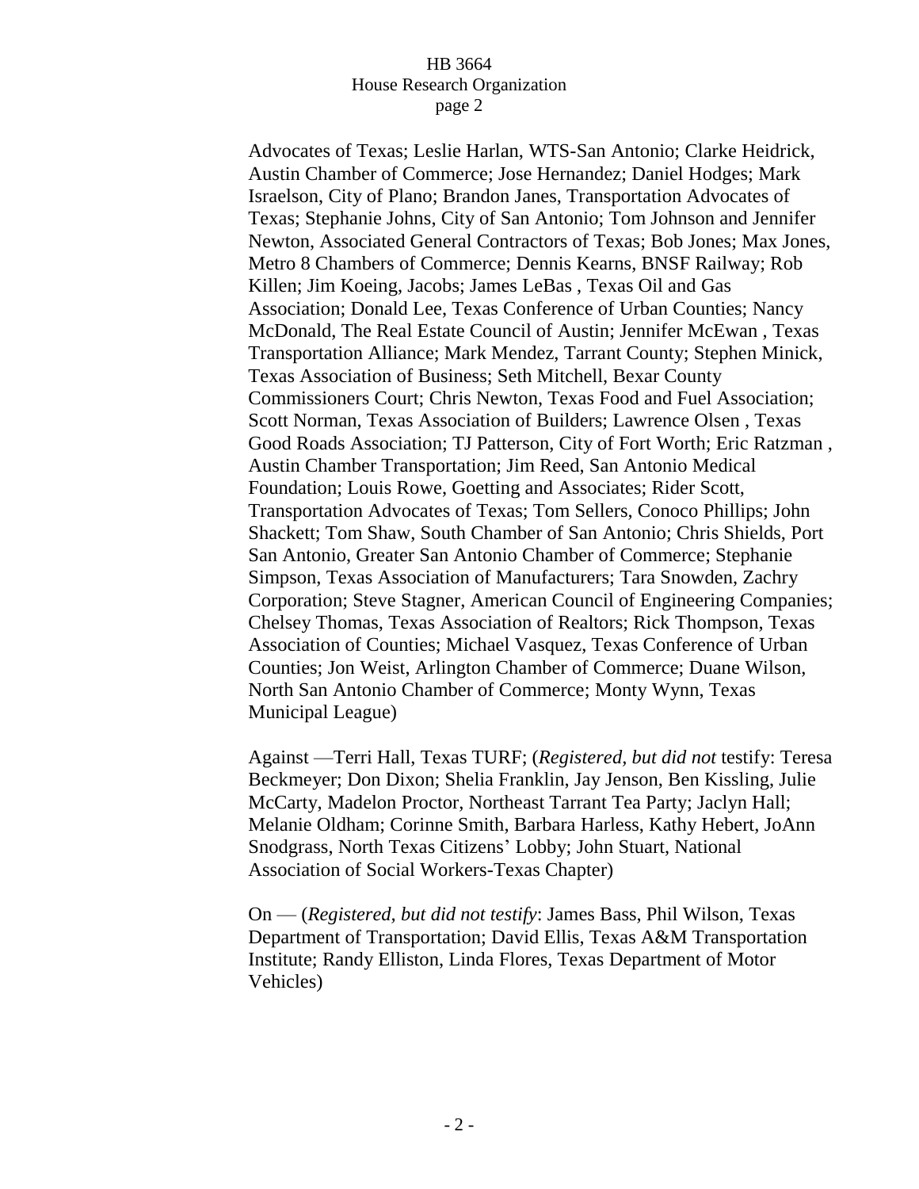Advocates of Texas; Leslie Harlan, WTS-San Antonio; Clarke Heidrick, Austin Chamber of Commerce; Jose Hernandez; Daniel Hodges; Mark Israelson, City of Plano; Brandon Janes, Transportation Advocates of Texas; Stephanie Johns, City of San Antonio; Tom Johnson and Jennifer Newton, Associated General Contractors of Texas; Bob Jones; Max Jones, Metro 8 Chambers of Commerce; Dennis Kearns, BNSF Railway; Rob Killen; Jim Koeing, Jacobs; James LeBas , Texas Oil and Gas Association; Donald Lee, Texas Conference of Urban Counties; Nancy McDonald, The Real Estate Council of Austin; Jennifer McEwan , Texas Transportation Alliance; Mark Mendez, Tarrant County; Stephen Minick, Texas Association of Business; Seth Mitchell, Bexar County Commissioners Court; Chris Newton, Texas Food and Fuel Association; Scott Norman, Texas Association of Builders; Lawrence Olsen , Texas Good Roads Association; TJ Patterson, City of Fort Worth; Eric Ratzman , Austin Chamber Transportation; Jim Reed, San Antonio Medical Foundation; Louis Rowe, Goetting and Associates; Rider Scott, Transportation Advocates of Texas; Tom Sellers, Conoco Phillips; John Shackett; Tom Shaw, South Chamber of San Antonio; Chris Shields, Port San Antonio, Greater San Antonio Chamber of Commerce; Stephanie Simpson, Texas Association of Manufacturers; Tara Snowden, Zachry Corporation; Steve Stagner, American Council of Engineering Companies; Chelsey Thomas, Texas Association of Realtors; Rick Thompson, Texas Association of Counties; Michael Vasquez, Texas Conference of Urban Counties; Jon Weist, Arlington Chamber of Commerce; Duane Wilson, North San Antonio Chamber of Commerce; Monty Wynn, Texas Municipal League)

Against —Terri Hall, Texas TURF; (*Registered, but did not* testify: Teresa Beckmeyer; Don Dixon; Shelia Franklin, Jay Jenson, Ben Kissling, Julie McCarty, Madelon Proctor, Northeast Tarrant Tea Party; Jaclyn Hall; Melanie Oldham; Corinne Smith, Barbara Harless, Kathy Hebert, JoAnn Snodgrass, North Texas Citizens' Lobby; John Stuart, National Association of Social Workers-Texas Chapter)

On — (*Registered, but did not testify*: James Bass, Phil Wilson, Texas Department of Transportation; David Ellis, Texas A&M Transportation Institute; Randy Elliston, Linda Flores, Texas Department of Motor Vehicles)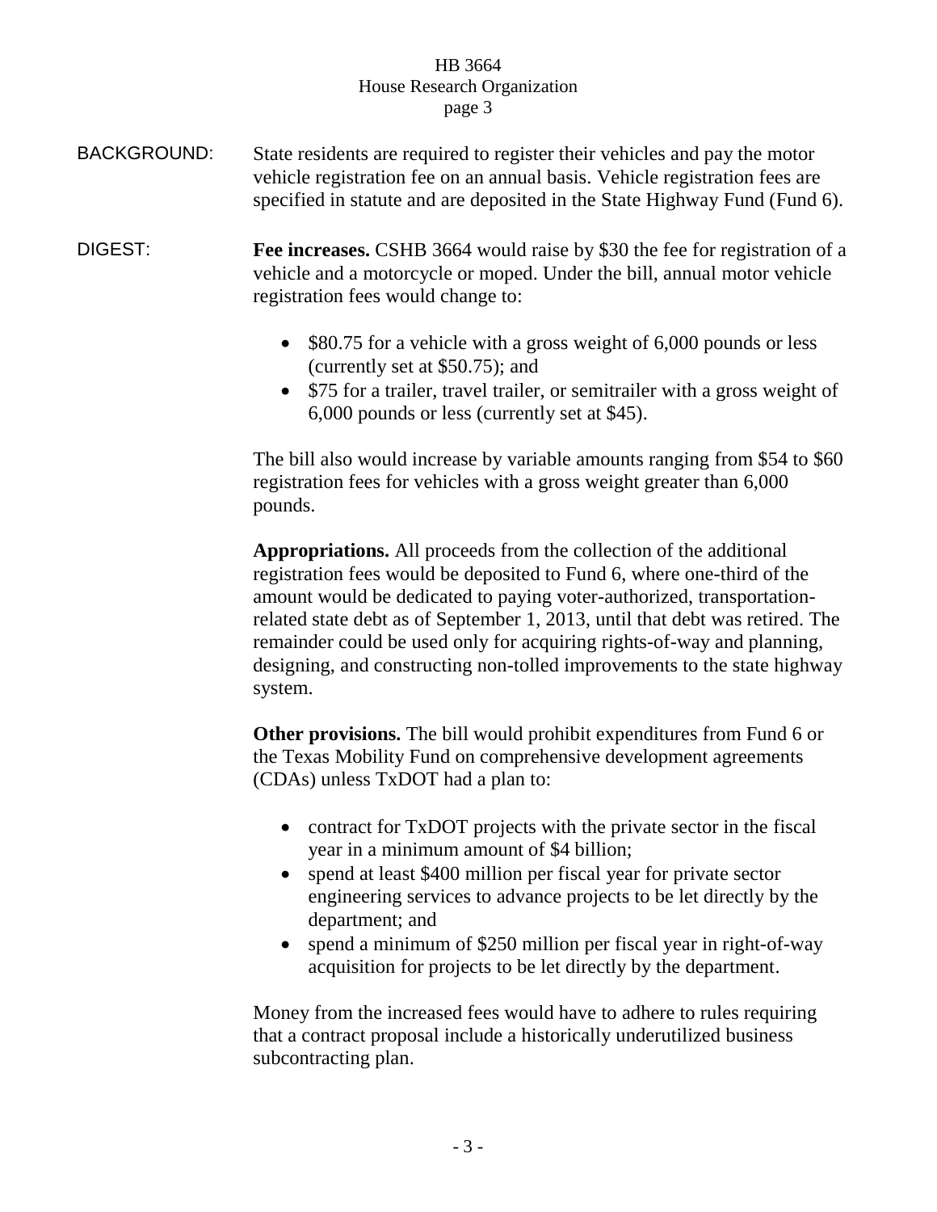BACKGROUND: State residents are required to register their vehicles and pay the motor vehicle registration fee on an annual basis. Vehicle registration fees are specified in statute and are deposited in the State Highway Fund (Fund 6).

DIGEST: **Fee increases.** CSHB 3664 would raise by $30 the fee for registration of a vehicle and a motorcycle or moped. Under the bill, annual motor vehicle registration fees would change to:

- $80.75 for a vehicle with a gross weight of 6,000 pounds or less (currently set at $50.75); and
- $75 for a trailer, travel trailer, or semitrailer with a gross weight of 6,000 pounds or less (currently set at $45).

The bill also would increase by variable amounts ranging from $54 to $60 registration fees for vehicles with a gross weight greater than 6,000 pounds.

**Appropriations.** All proceeds from the collection of the additional registration fees would be deposited to Fund 6, where one-third of the amount would be dedicated to paying voter-authorized, transportation-related state debt as of September 1, 2013, until that debt was retired. The remainder could be used only for acquiring rights-of-way and planning, designing, and constructing non-tolled improvements to the state highway system.

**Other provisions.** The bill would prohibit expenditures from Fund 6 or the Texas Mobility Fund on comprehensive development agreements (CDAs) unless TxDOT had a plan to:

- contract for TxDOT projects with the private sector in the fiscal year in a minimum amount of $4 billion;
- spend at least $400 million per fiscal year for private sector engineering services to advance projects to be let directly by the department; and
- spend a minimum of $250 million per fiscal year in right-of-way acquisition for projects to be let directly by the department.

Money from the increased fees would have to adhere to rules requiring that a contract proposal include a historically underutilized business subcontracting plan.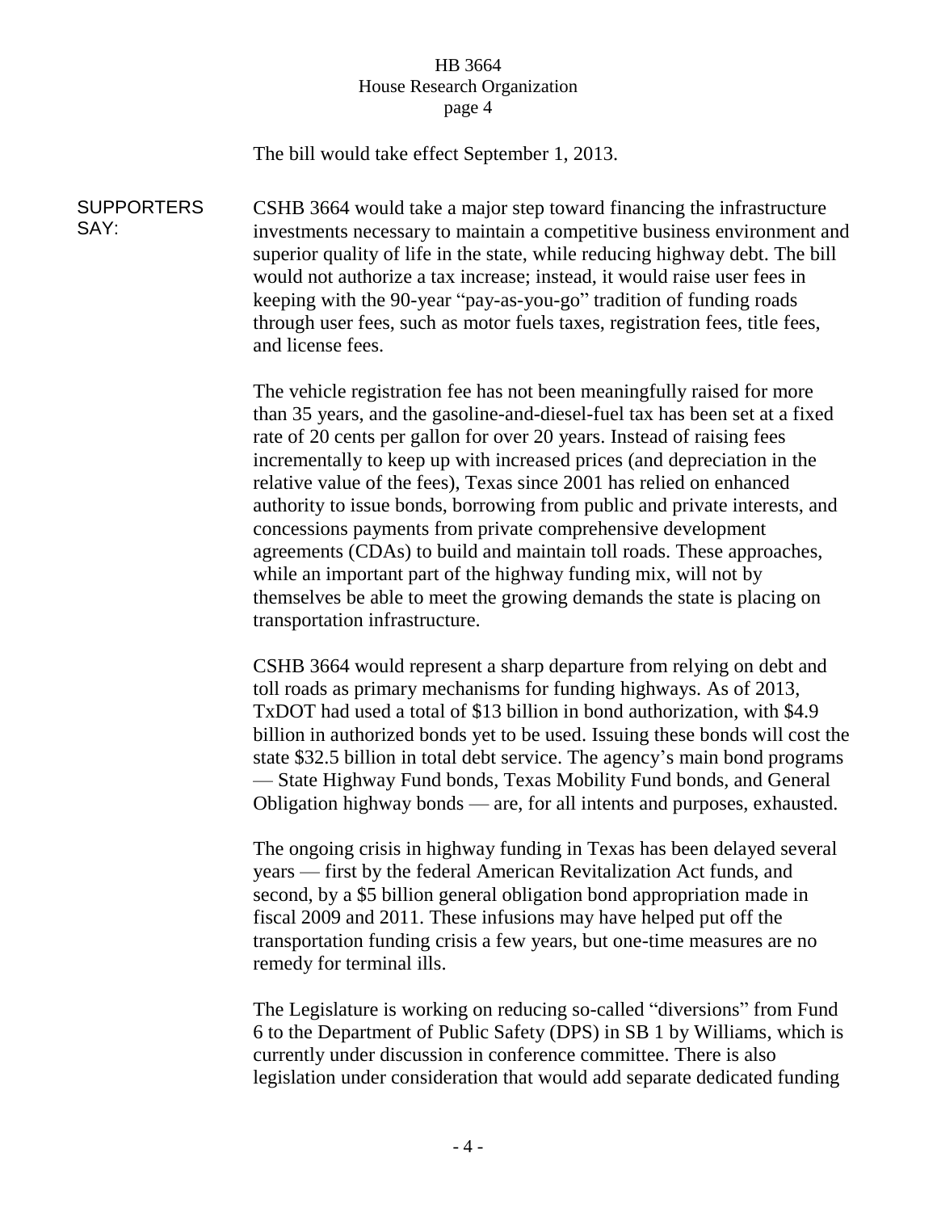The bill would take effect September 1, 2013.

**SUPPORTERS SAY:**

CSHB 3664 would take a major step toward financing the infrastructure investments necessary to maintain a competitive business environment and superior quality of life in the state, while reducing highway debt. The bill would not authorize a tax increase; instead, it would raise user fees in keeping with the 90-year "pay-as-you-go" tradition of funding roads through user fees, such as motor fuels taxes, registration fees, title fees, and license fees.

The vehicle registration fee has not been meaningfully raised for more than 35 years, and the gasoline-and-diesel-fuel tax has been set at a fixed rate of 20 cents per gallon for over 20 years. Instead of raising fees incrementally to keep up with increased prices (and depreciation in the relative value of the fees), Texas since 2001 has relied on enhanced authority to issue bonds, borrowing from public and private interests, and concessions payments from private comprehensive development agreements (CDAs) to build and maintain toll roads. These approaches, while an important part of the highway funding mix, will not by themselves be able to meet the growing demands the state is placing on transportation infrastructure.

CSHB 3664 would represent a sharp departure from relying on debt and toll roads as primary mechanisms for funding highways. As of 2013, TxDOT had used a total of $13 billion in bond authorization, with $4.9 billion in authorized bonds yet to be used. Issuing these bonds will cost the state $32.5 billion in total debt service. The agency's main bond programs — State Highway Fund bonds, Texas Mobility Fund bonds, and General Obligation highway bonds — are, for all intents and purposes, exhausted.

The ongoing crisis in highway funding in Texas has been delayed several years — first by the federal American Revitalization Act funds, and second, by a $5 billion general obligation bond appropriation made in fiscal 2009 and 2011. These infusions may have helped put off the transportation funding crisis a few years, but one-time measures are no remedy for terminal ills.

The Legislature is working on reducing so-called "diversions" from Fund 6 to the Department of Public Safety (DPS) in SB 1 by Williams, which is currently under discussion in conference committee. There is also legislation under consideration that would add separate dedicated funding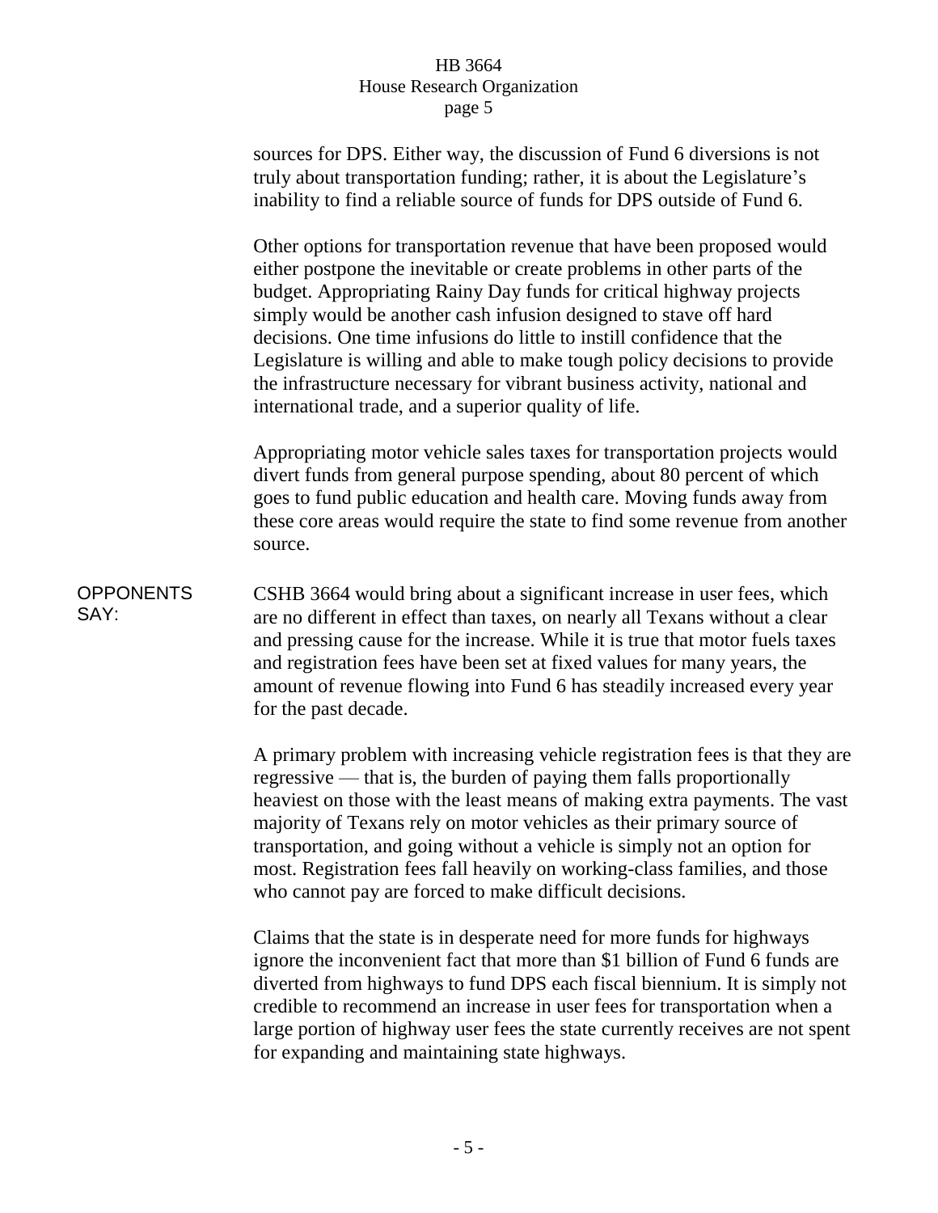sources for DPS. Either way, the discussion of Fund 6 diversions is not truly about transportation funding; rather, it is about the Legislature's inability to find a reliable source of funds for DPS outside of Fund 6.

Other options for transportation revenue that have been proposed would either postpone the inevitable or create problems in other parts of the budget. Appropriating Rainy Day funds for critical highway projects simply would be another cash infusion designed to stave off hard decisions. One time infusions do little to instill confidence that the Legislature is willing and able to make tough policy decisions to provide the infrastructure necessary for vibrant business activity, national and international trade, and a superior quality of life.

Appropriating motor vehicle sales taxes for transportation projects would divert funds from general purpose spending, about 80 percent of which goes to fund public education and health care. Moving funds away from these core areas would require the state to find some revenue from another source.

**OPPONENTS SAY:**

CSHB 3664 would bring about a significant increase in user fees, which are no different in effect than taxes, on nearly all Texans without a clear and pressing cause for the increase. While it is true that motor fuels taxes and registration fees have been set at fixed values for many years, the amount of revenue flowing into Fund 6 has steadily increased every year for the past decade.

A primary problem with increasing vehicle registration fees is that they are regressive — that is, the burden of paying them falls proportionally heaviest on those with the least means of making extra payments. The vast majority of Texans rely on motor vehicles as their primary source of transportation, and going without a vehicle is simply not an option for most. Registration fees fall heavily on working-class families, and those who cannot pay are forced to make difficult decisions.

Claims that the state is in desperate need for more funds for highways ignore the inconvenient fact that more than $1 billion of Fund 6 funds are diverted from highways to fund DPS each fiscal biennium. It is simply not credible to recommend an increase in user fees for transportation when a large portion of highway user fees the state currently receives are not spent for expanding and maintaining state highways.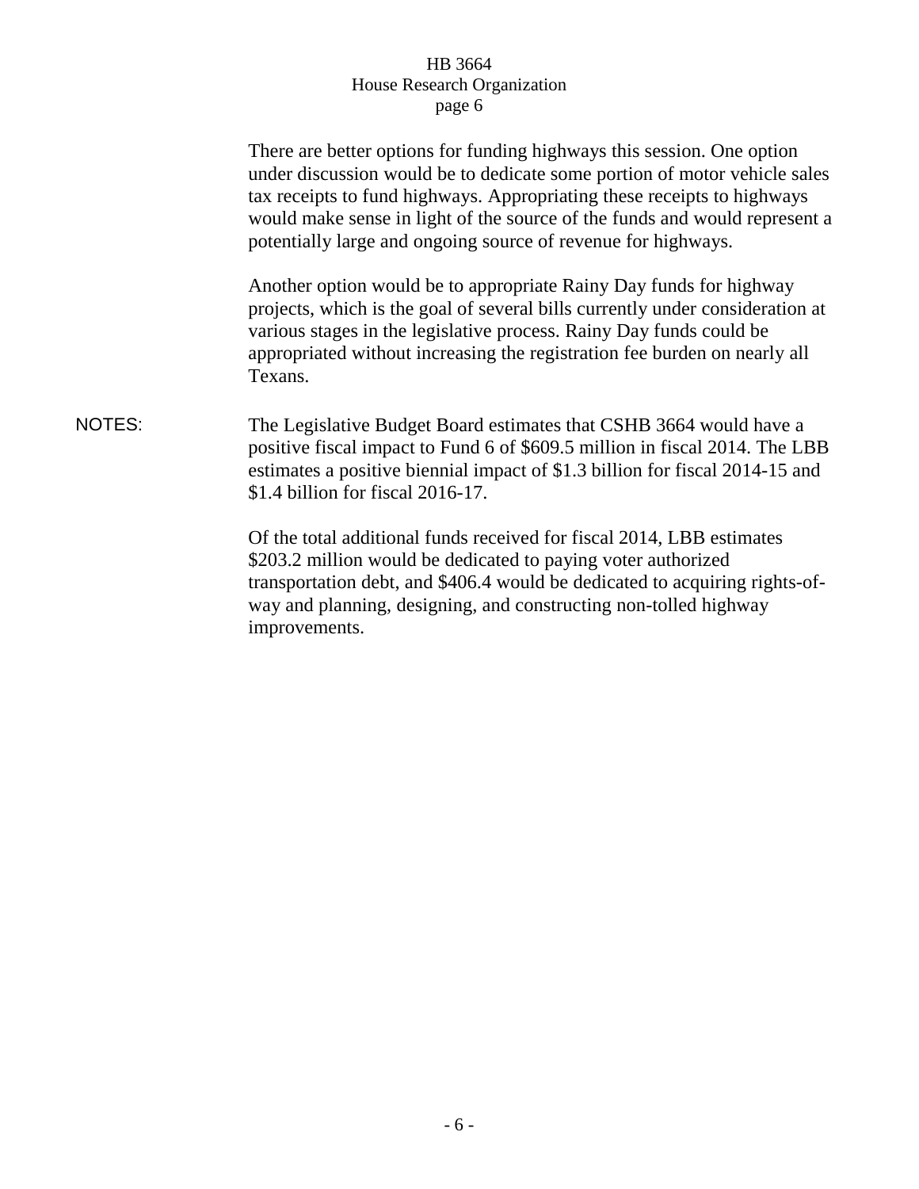There are better options for funding highways this session. One option under discussion would be to dedicate some portion of motor vehicle sales tax receipts to fund highways. Appropriating these receipts to highways would make sense in light of the source of the funds and would represent a potentially large and ongoing source of revenue for highways.

Another option would be to appropriate Rainy Day funds for highway projects, which is the goal of several bills currently under consideration at various stages in the legislative process. Rainy Day funds could be appropriated without increasing the registration fee burden on nearly all Texans.

NOTES: The Legislative Budget Board estimates that CSHB 3664 would have a positive fiscal impact to Fund 6 of $609.5 million in fiscal 2014. The LBB estimates a positive biennial impact of $1.3 billion for fiscal 2014-15 and $1.4 billion for fiscal 2016-17.

Of the total additional funds received for fiscal 2014, LBB estimates $203.2 million would be dedicated to paying voter authorized transportation debt, and $406.4 would be dedicated to acquiring rights-of-way and planning, designing, and constructing non-tolled highway improvements.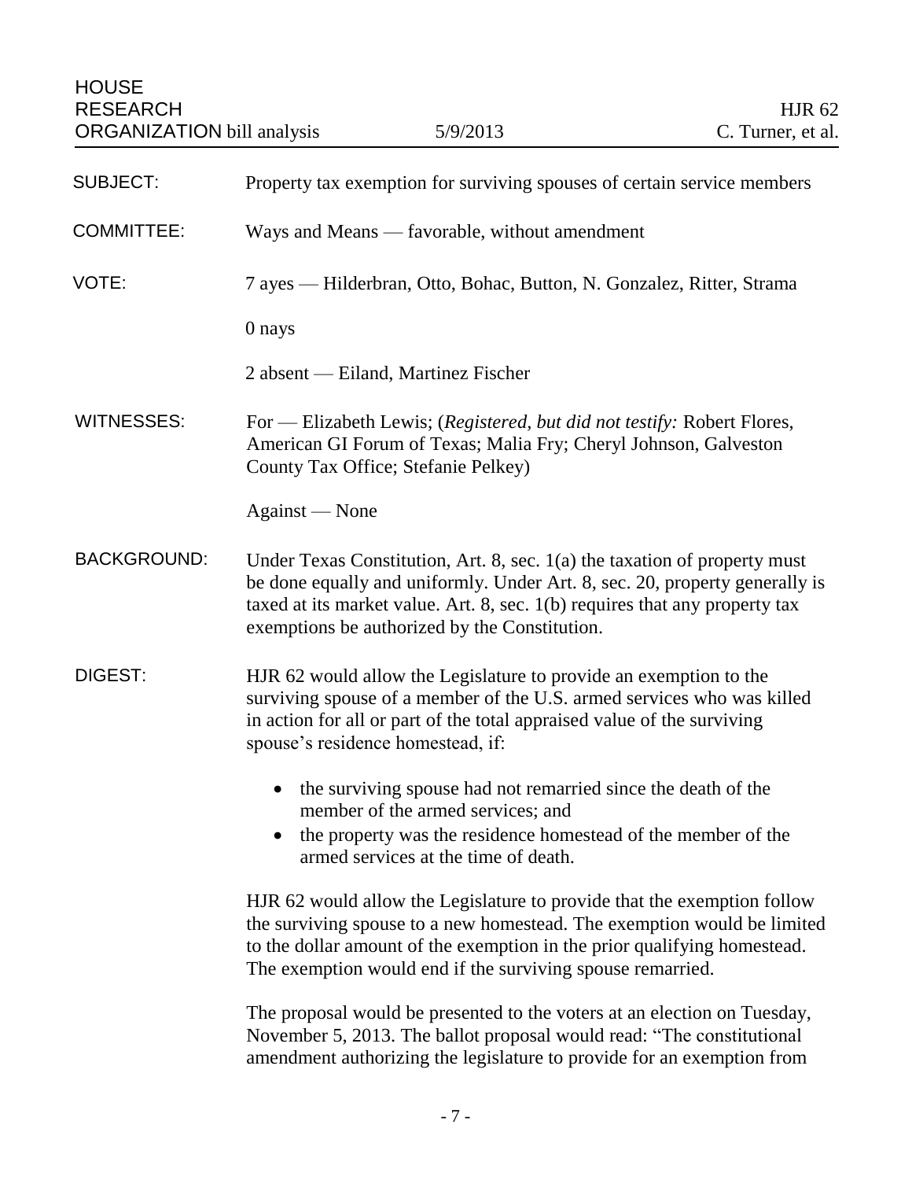HOUSE RESEARCH ORGANIZATION bill analysis — 5/9/2013 — HJR 62, C. Turner, et al.

**SUBJECT:** Property tax exemption for surviving spouses of certain service members

**COMMITTEE:** Ways and Means — favorable, without amendment

**VOTE:** 7 ayes — Hilderbran, Otto, Bohac, Button, N. Gonzalez, Ritter, Strama

0 nays

2 absent — Eiland, Martinez Fischer

**WITNESSES:** For — Elizabeth Lewis; (*Registered, but did not testify:* Robert Flores, American GI Forum of Texas; Malia Fry; Cheryl Johnson, Galveston County Tax Office; Stefanie Pelkey)

Against — None

**BACKGROUND:** Under Texas Constitution, Art. 8, sec. 1(a) the taxation of property must be done equally and uniformly. Under Art. 8, sec. 20, property generally is taxed at its market value. Art. 8, sec. 1(b) requires that any property tax exemptions be authorized by the Constitution.

**DIGEST:** HJR 62 would allow the Legislature to provide an exemption to the surviving spouse of a member of the U.S. armed services who was killed in action for all or part of the total appraised value of the surviving spouse's residence homestead, if:

- the surviving spouse had not remarried since the death of the member of the armed services; and
- the property was the residence homestead of the member of the armed services at the time of death.

HJR 62 would allow the Legislature to provide that the exemption follow the surviving spouse to a new homestead. The exemption would be limited to the dollar amount of the exemption in the prior qualifying homestead. The exemption would end if the surviving spouse remarried.

The proposal would be presented to the voters at an election on Tuesday, November 5, 2013. The ballot proposal would read: "The constitutional amendment authorizing the legislature to provide for an exemption from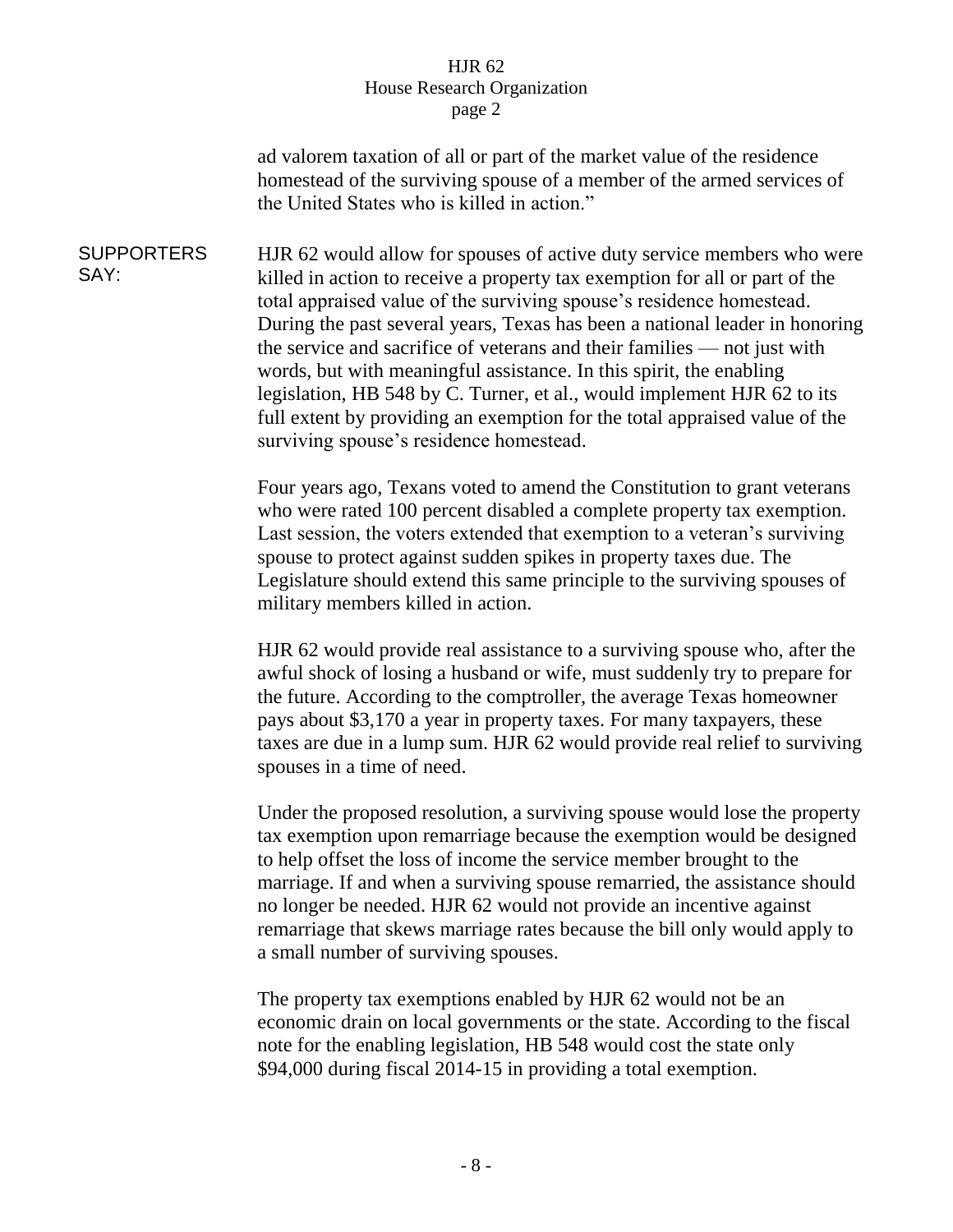ad valorem taxation of all or part of the market value of the residence homestead of the surviving spouse of a member of the armed services of the United States who is killed in action."

**SUPPORTERS SAY:**

HJR 62 would allow for spouses of active duty service members who were killed in action to receive a property tax exemption for all or part of the total appraised value of the surviving spouse's residence homestead. During the past several years, Texas has been a national leader in honoring the service and sacrifice of veterans and their families — not just with words, but with meaningful assistance. In this spirit, the enabling legislation, HB 548 by C. Turner, et al., would implement HJR 62 to its full extent by providing an exemption for the total appraised value of the surviving spouse's residence homestead.

Four years ago, Texans voted to amend the Constitution to grant veterans who were rated 100 percent disabled a complete property tax exemption. Last session, the voters extended that exemption to a veteran's surviving spouse to protect against sudden spikes in property taxes due. The Legislature should extend this same principle to the surviving spouses of military members killed in action.

HJR 62 would provide real assistance to a surviving spouse who, after the awful shock of losing a husband or wife, must suddenly try to prepare for the future. According to the comptroller, the average Texas homeowner pays about $3,170 a year in property taxes. For many taxpayers, these taxes are due in a lump sum. HJR 62 would provide real relief to surviving spouses in a time of need.

Under the proposed resolution, a surviving spouse would lose the property tax exemption upon remarriage because the exemption would be designed to help offset the loss of income the service member brought to the marriage. If and when a surviving spouse remarried, the assistance should no longer be needed. HJR 62 would not provide an incentive against remarriage that skews marriage rates because the bill only would apply to a small number of surviving spouses.

The property tax exemptions enabled by HJR 62 would not be an economic drain on local governments or the state. According to the fiscal note for the enabling legislation, HB 548 would cost the state only $94,000 during fiscal 2014-15 in providing a total exemption.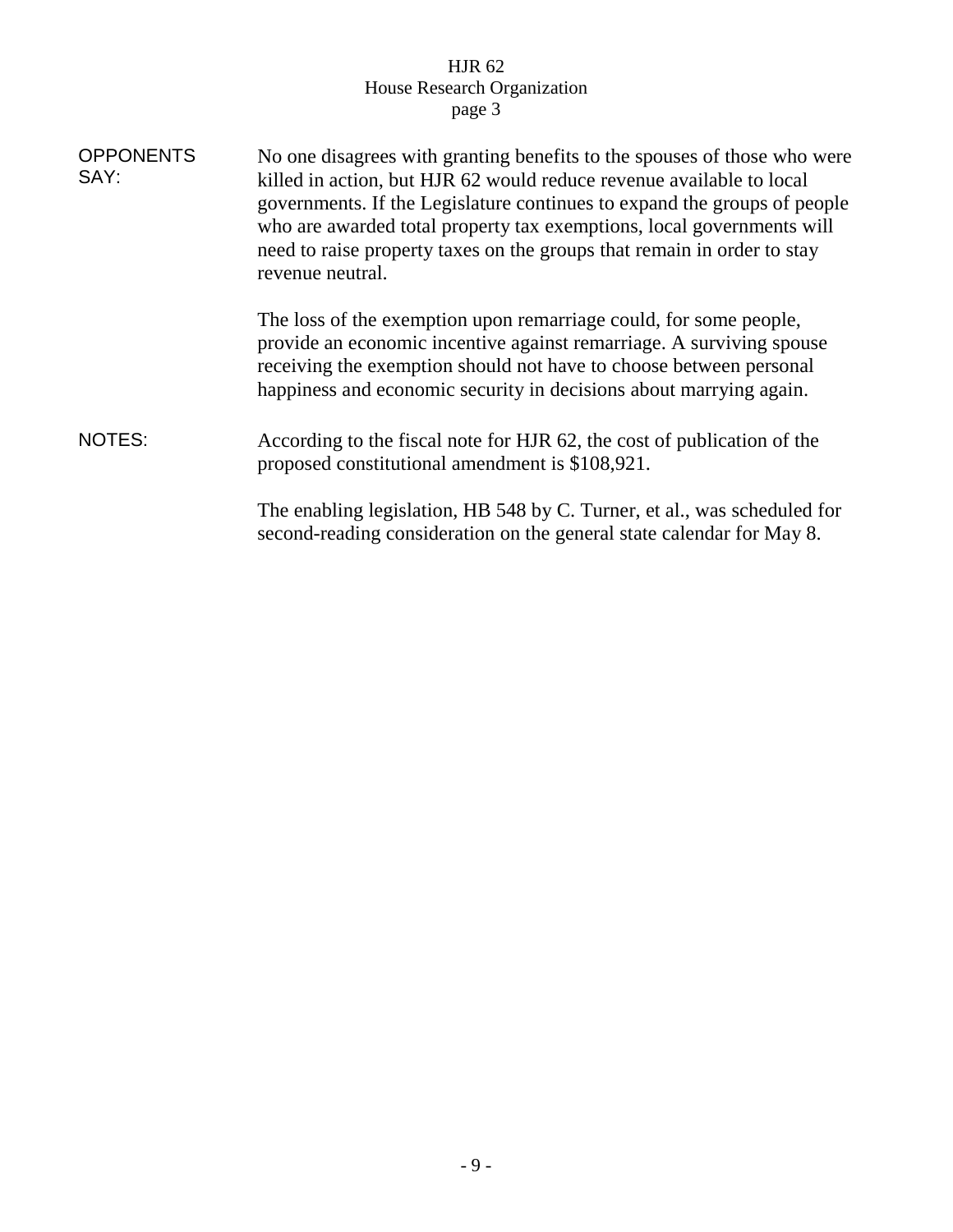**OPPONENTS SAY:**

No one disagrees with granting benefits to the spouses of those who were killed in action, but HJR 62 would reduce revenue available to local governments. If the Legislature continues to expand the groups of people who are awarded total property tax exemptions, local governments will need to raise property taxes on the groups that remain in order to stay revenue neutral.

The loss of the exemption upon remarriage could, for some people, provide an economic incentive against remarriage. A surviving spouse receiving the exemption should not have to choose between personal happiness and economic security in decisions about marrying again.

**NOTES:**

According to the fiscal note for HJR 62, the cost of publication of the proposed constitutional amendment is $108,921.

The enabling legislation, HB 548 by C. Turner, et al., was scheduled for second-reading consideration on the general state calendar for May 8.